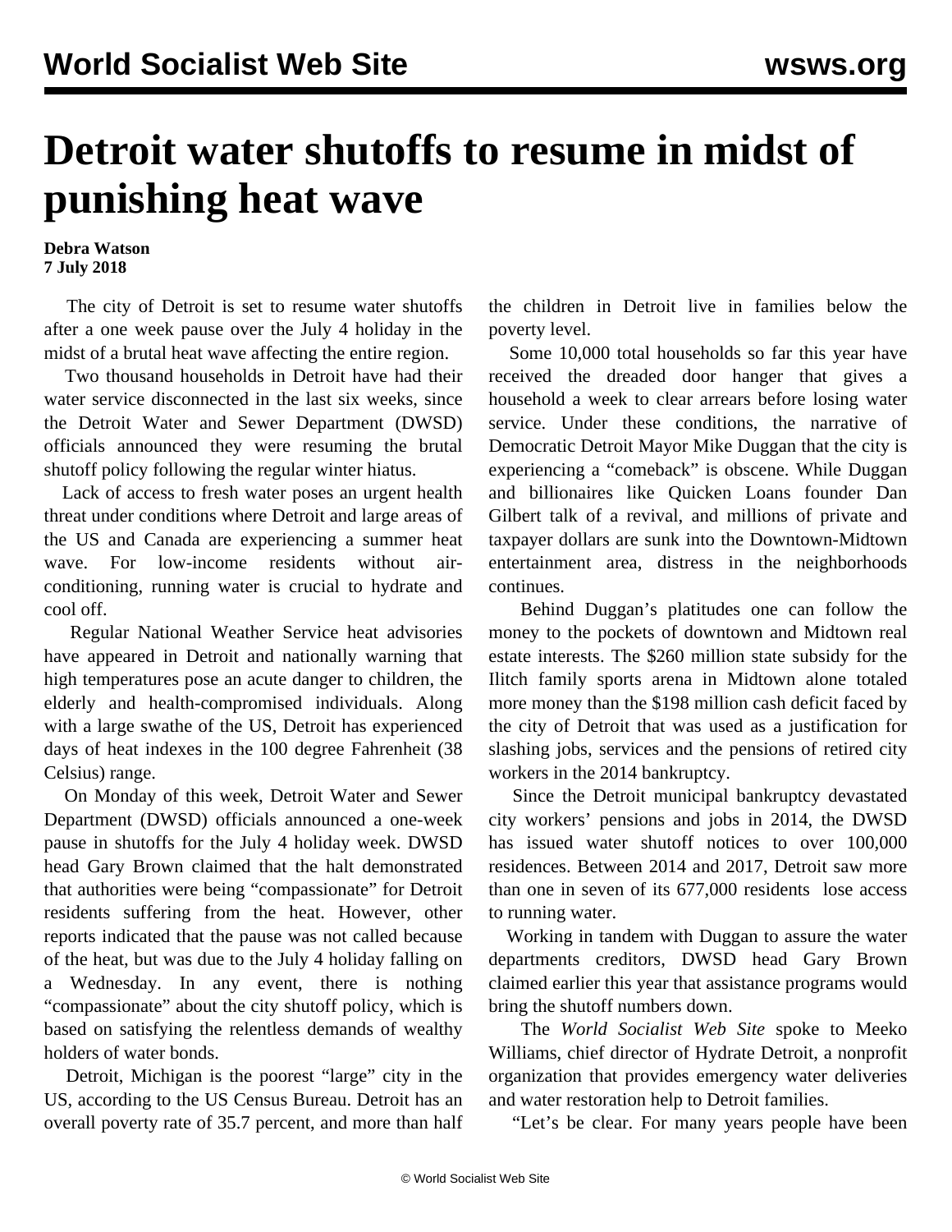# Detroit water shutoffs to resume in midst of punishing heat wave

**Debra Watson**
**7 July 2018**

The city of Detroit is set to resume water shutoffs after a one week pause over the July 4 holiday in the midst of a brutal heat wave affecting the entire region.

Two thousand households in Detroit have had their water service disconnected in the last six weeks, since the Detroit Water and Sewer Department (DWSD) officials announced they were resuming the brutal shutoff policy following the regular winter hiatus.

Lack of access to fresh water poses an urgent health threat under conditions where Detroit and large areas of the US and Canada are experiencing a summer heat wave. For low-income residents without air-conditioning, running water is crucial to hydrate and cool off.

Regular National Weather Service heat advisories have appeared in Detroit and nationally warning that high temperatures pose an acute danger to children, the elderly and health-compromised individuals. Along with a large swathe of the US, Detroit has experienced days of heat indexes in the 100 degree Fahrenheit (38 Celsius) range.

On Monday of this week, Detroit Water and Sewer Department (DWSD) officials announced a one-week pause in shutoffs for the July 4 holiday week. DWSD head Gary Brown claimed that the halt demonstrated that authorities were being "compassionate" for Detroit residents suffering from the heat. However, other reports indicated that the pause was not called because of the heat, but was due to the July 4 holiday falling on a Wednesday. In any event, there is nothing "compassionate" about the city shutoff policy, which is based on satisfying the relentless demands of wealthy holders of water bonds.

Detroit, Michigan is the poorest "large" city in the US, according to the US Census Bureau. Detroit has an overall poverty rate of 35.7 percent, and more than half the children in Detroit live in families below the poverty level.

Some 10,000 total households so far this year have received the dreaded door hanger that gives a household a week to clear arrears before losing water service. Under these conditions, the narrative of Democratic Detroit Mayor Mike Duggan that the city is experiencing a "comeback" is obscene. While Duggan and billionaires like Quicken Loans founder Dan Gilbert talk of a revival, and millions of private and taxpayer dollars are sunk into the Downtown-Midtown entertainment area, distress in the neighborhoods continues.

Behind Duggan's platitudes one can follow the money to the pockets of downtown and Midtown real estate interests. The $260 million state subsidy for the Ilitch family sports arena in Midtown alone totaled more money than the $198 million cash deficit faced by the city of Detroit that was used as a justification for slashing jobs, services and the pensions of retired city workers in the 2014 bankruptcy.

Since the Detroit municipal bankruptcy devastated city workers' pensions and jobs in 2014, the DWSD has issued water shutoff notices to over 100,000 residences. Between 2014 and 2017, Detroit saw more than one in seven of its 677,000 residents lose access to running water.

Working in tandem with Duggan to assure the water departments creditors, DWSD head Gary Brown claimed earlier this year that assistance programs would bring the shutoff numbers down.

The *World Socialist Web Site* spoke to Meeko Williams, chief director of Hydrate Detroit, a nonprofit organization that provides emergency water deliveries and water restoration help to Detroit families.

"Let's be clear. For many years people have been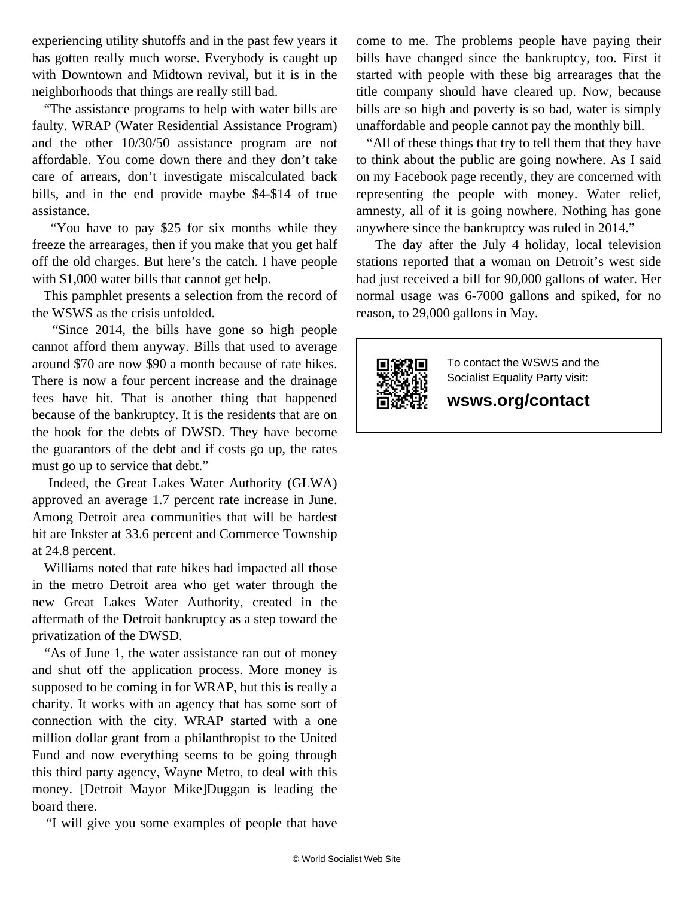experiencing utility shutoffs and in the past few years it has gotten really much worse. Everybody is caught up with Downtown and Midtown revival, but it is in the neighborhoods that things are really still bad.

"The assistance programs to help with water bills are faulty. WRAP (Water Residential Assistance Program) and the other 10/30/50 assistance program are not affordable. You come down there and they don't take care of arrears, don't investigate miscalculated back bills, and in the end provide maybe $4-$14 of true assistance.

"You have to pay $25 for six months while they freeze the arrearages, then if you make that you get half off the old charges. But here's the catch. I have people with $1,000 water bills that cannot get help.

This pamphlet presents a selection from the record of the WSWS as the crisis unfolded.

"Since 2014, the bills have gone so high people cannot afford them anyway. Bills that used to average around $70 are now $90 a month because of rate hikes. There is now a four percent increase and the drainage fees have hit. That is another thing that happened because of the bankruptcy. It is the residents that are on the hook for the debts of DWSD. They have become the guarantors of the debt and if costs go up, the rates must go up to service that debt."

Indeed, the Great Lakes Water Authority (GLWA) approved an average 1.7 percent rate increase in June. Among Detroit area communities that will be hardest hit are Inkster at 33.6 percent and Commerce Township at 24.8 percent.

Williams noted that rate hikes had impacted all those in the metro Detroit area who get water through the new Great Lakes Water Authority, created in the aftermath of the Detroit bankruptcy as a step toward the privatization of the DWSD.

"As of June 1, the water assistance ran out of money and shut off the application process. More money is supposed to be coming in for WRAP, but this is really a charity. It works with an agency that has some sort of connection with the city. WRAP started with a one million dollar grant from a philanthropist to the United Fund and now everything seems to be going through this third party agency, Wayne Metro, to deal with this money. [Detroit Mayor Mike]Duggan is leading the board there.

"I will give you some examples of people that have come to me. The problems people have paying their bills have changed since the bankruptcy, too. First it started with people with these big arrearages that the title company should have cleared up. Now, because bills are so high and poverty is so bad, water is simply unaffordable and people cannot pay the monthly bill.

"All of these things that try to tell them that they have to think about the public are going nowhere. As I said on my Facebook page recently, they are concerned with representing the people with money. Water relief, amnesty, all of it is going nowhere. Nothing has gone anywhere since the bankruptcy was ruled in 2014."

The day after the July 4 holiday, local television stations reported that a woman on Detroit's west side had just received a bill for 90,000 gallons of water. Her normal usage was 6-7000 gallons and spiked, for no reason, to 29,000 gallons in May.

To contact the WSWS and the Socialist Equality Party visit:

**wsws.org/contact**